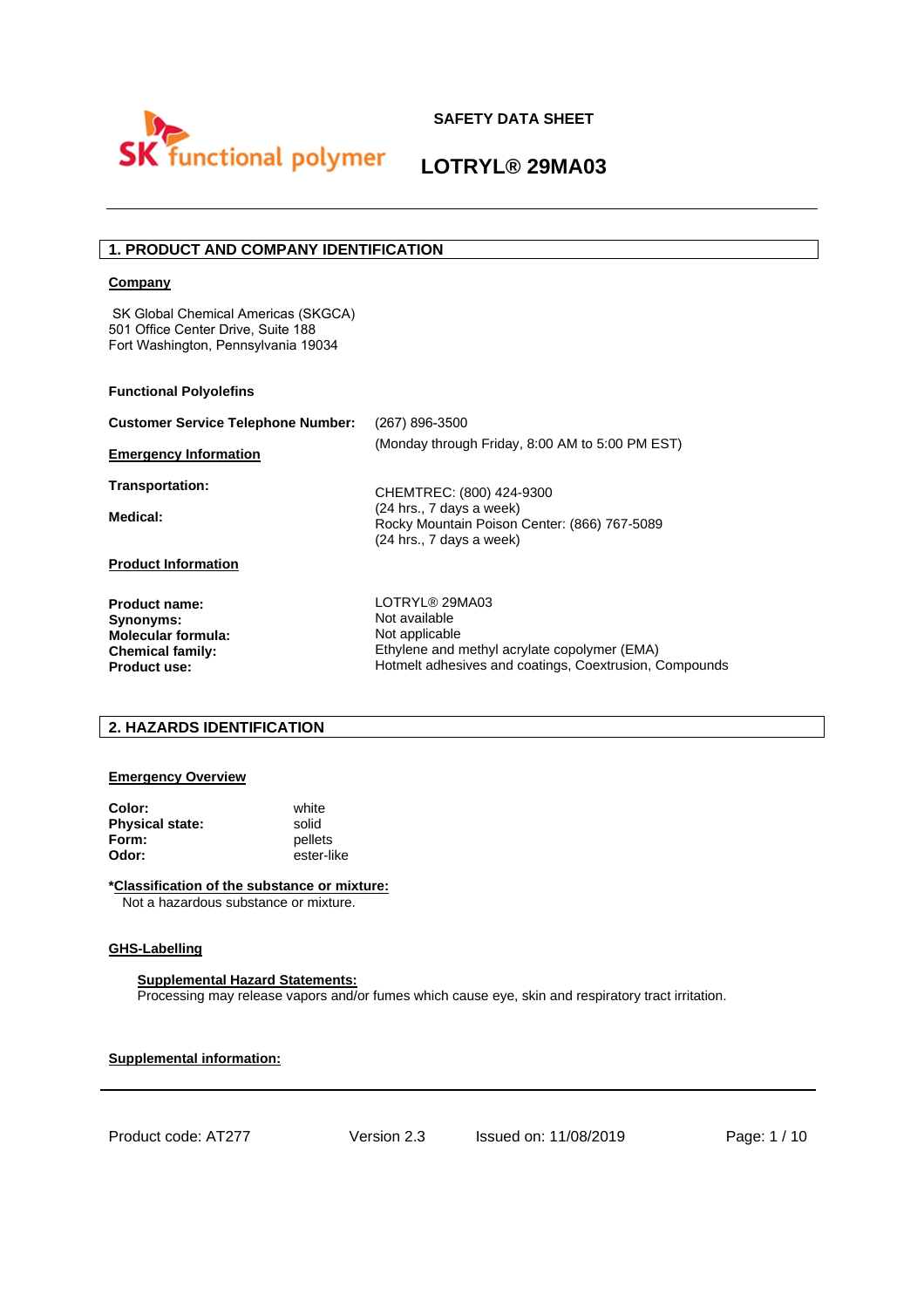SK functional polymer

**SAFETY DATA SHEET**

# LOTRYL® 29MA03

## 1. PRODUCT AND COMPANY IDENTIFICATION

**Company**

SK Global Chemical Americas (SKGCA)
501 Office Center Drive, Suite 188
Fort Washington, Pennsylvania 19034

**Functional Polyolefins**

**Customer Service Telephone Number:** (267) 896-3500
(Monday through Friday, 8:00 AM to 5:00 PM EST)

**Emergency Information**

**Transportation:** CHEMTREC: (800) 424-9300
(24 hrs., 7 days a week)

**Medical:** Rocky Mountain Poison Center: (866) 767-5089
(24 hrs., 7 days a week)

**Product Information**

| | |
|---|---|
| **Product name:** | LOTRYL® 29MA03 |
| **Synonyms:** | Not available |
| **Molecular formula:** | Not applicable |
| **Chemical family:** | Ethylene and methyl acrylate copolymer (EMA) |
| **Product use:** | Hotmelt adhesives and coatings, Coextrusion, Compounds |

## 2. HAZARDS IDENTIFICATION

**Emergency Overview**

| | |
|---|---|
| **Color:** | white |
| **Physical state:** | solid |
| **Form:** | pellets |
| **Odor:** | ester-like |

***Classification of the substance or mixture:**
Not a hazardous substance or mixture.

**GHS-Labelling**

**Supplemental Hazard Statements:**
Processing may release vapors and/or fumes which cause eye, skin and respiratory tract irritation.

**Supplemental information:**

Product code: AT277 Version 2.3 Issued on: 11/08/2019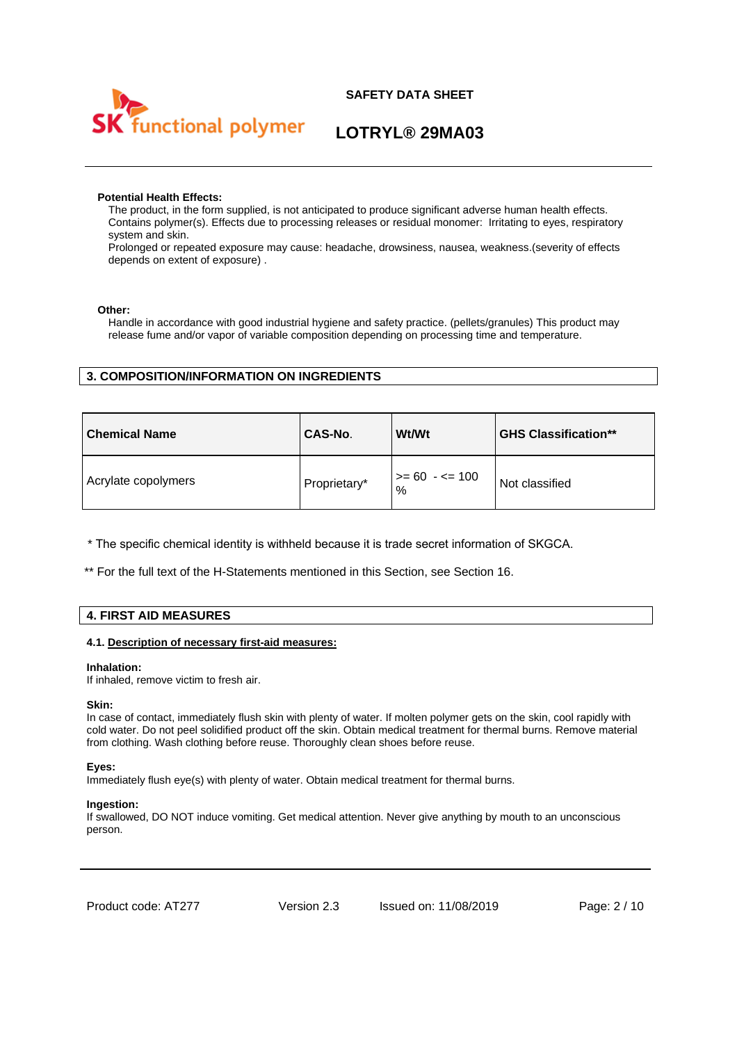**Potential Health Effects:**

The product, in the form supplied, is not anticipated to produce significant adverse human health effects. Contains polymer(s). Effects due to processing releases or residual monomer: Irritating to eyes, respiratory system and skin.
Prolonged or repeated exposure may cause: headache, drowsiness, nausea, weakness.(severity of effects depends on extent of exposure) .

**Other:**

Handle in accordance with good industrial hygiene and safety practice. (pellets/granules) This product may release fume and/or vapor of variable composition depending on processing time and temperature.

## 3. COMPOSITION/INFORMATION ON INGREDIENTS

| Chemical Name | CAS-No. | Wt/Wt | GHS Classification** |
|---|---|---|---|
| Acrylate copolymers | Proprietary* | >= 60 - <= 100 % | Not classified |

* The specific chemical identity is withheld because it is trade secret information of SKGCA.

** For the full text of the H-Statements mentioned in this Section, see Section 16.

## 4. FIRST AID MEASURES

### 4.1. Description of necessary first-aid measures:

**Inhalation:**
If inhaled, remove victim to fresh air.

**Skin:**
In case of contact, immediately flush skin with plenty of water. If molten polymer gets on the skin, cool rapidly with cold water. Do not peel solidified product off the skin. Obtain medical treatment for thermal burns. Remove material from clothing. Wash clothing before reuse. Thoroughly clean shoes before reuse.

**Eyes:**
Immediately flush eye(s) with plenty of water. Obtain medical treatment for thermal burns.

**Ingestion:**
If swallowed, DO NOT induce vomiting. Get medical attention. Never give anything by mouth to an unconscious person.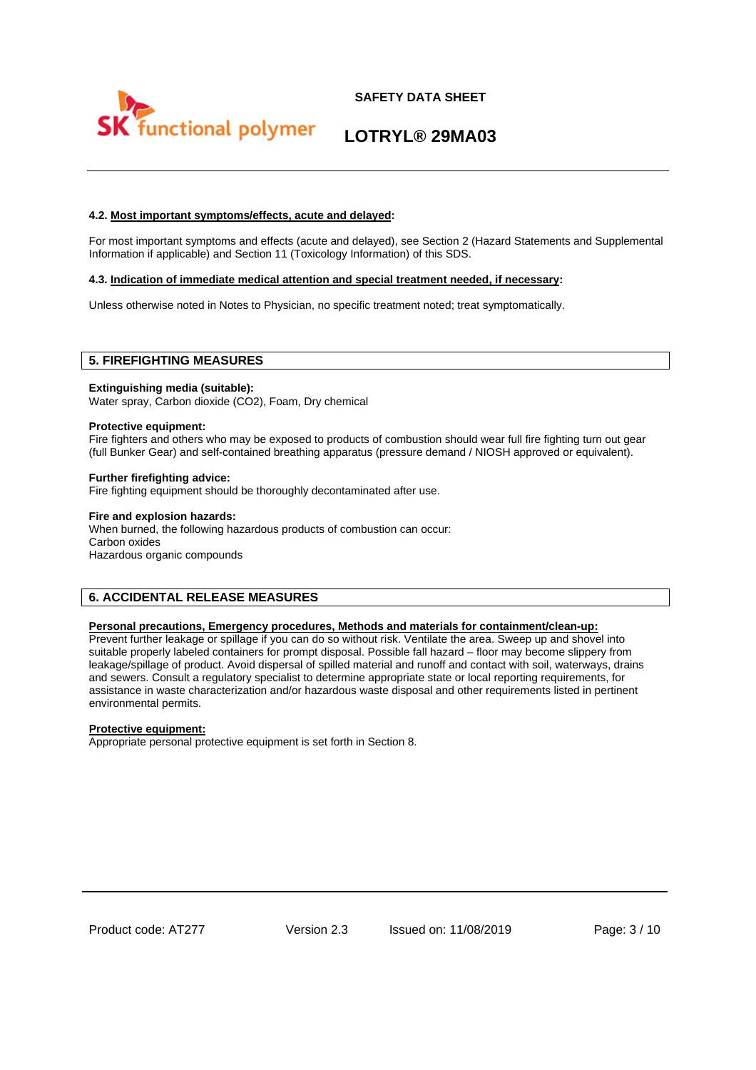#### 4.2. Most important symptoms/effects, acute and delayed:

For most important symptoms and effects (acute and delayed), see Section 2 (Hazard Statements and Supplemental Information if applicable) and Section 11 (Toxicology Information) of this SDS.

#### 4.3. Indication of immediate medical attention and special treatment needed, if necessary:

Unless otherwise noted in Notes to Physician, no specific treatment noted; treat symptomatically.

## 5. FIREFIGHTING MEASURES

**Extinguishing media (suitable):**
Water spray, Carbon dioxide ($CO_2$), Foam, Dry chemical

**Protective equipment:**
Fire fighters and others who may be exposed to products of combustion should wear full fire fighting turn out gear (full Bunker Gear) and self-contained breathing apparatus (pressure demand / NIOSH approved or equivalent).

**Further firefighting advice:**
Fire fighting equipment should be thoroughly decontaminated after use.

**Fire and explosion hazards:**
When burned, the following hazardous products of combustion can occur:
Carbon oxides
Hazardous organic compounds

## 6. ACCIDENTAL RELEASE MEASURES

**Personal precautions, Emergency procedures, Methods and materials for containment/clean-up:**
Prevent further leakage or spillage if you can do so without risk. Ventilate the area. Sweep up and shovel into suitable properly labeled containers for prompt disposal. Possible fall hazard – floor may become slippery from leakage/spillage of product. Avoid dispersal of spilled material and runoff and contact with soil, waterways, drains and sewers. Consult a regulatory specialist to determine appropriate state or local reporting requirements, for assistance in waste characterization and/or hazardous waste disposal and other requirements listed in pertinent environmental permits.

**Protective equipment:**
Appropriate personal protective equipment is set forth in Section 8.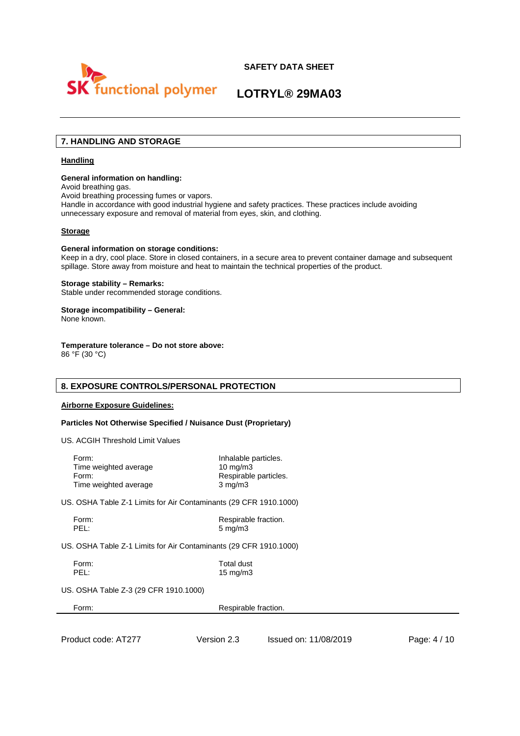## 7. HANDLING AND STORAGE

### Handling

**General information on handling:**
Avoid breathing gas.
Avoid breathing processing fumes or vapors.
Handle in accordance with good industrial hygiene and safety practices. These practices include avoiding unnecessary exposure and removal of material from eyes, skin, and clothing.

### Storage

**General information on storage conditions:**
Keep in a dry, cool place. Store in closed containers, in a secure area to prevent container damage and subsequent spillage. Store away from moisture and heat to maintain the technical properties of the product.

**Storage stability – Remarks:**
Stable under recommended storage conditions.

**Storage incompatibility – General:**
None known.

**Temperature tolerance – Do not store above:**
86 °F (30 °C)

## 8. EXPOSURE CONTROLS/PERSONAL PROTECTION

### Airborne Exposure Guidelines:

**Particles Not Otherwise Specified / Nuisance Dust (Proprietary)**

US. ACGIH Threshold Limit Values

| | |
|---|---|
| Form: | Inhalable particles. |
| Time weighted average | 10 mg/m3 |
| Form: | Respirable particles. |
| Time weighted average | 3 mg/m3 |

US. OSHA Table Z-1 Limits for Air Contaminants (29 CFR 1910.1000)

| | |
|---|---|
| Form: | Respirable fraction. |
| PEL: | 5 mg/m3 |

US. OSHA Table Z-1 Limits for Air Contaminants (29 CFR 1910.1000)

| | |
|---|---|
| Form: | Total dust |
| PEL: | 15 mg/m3 |

US. OSHA Table Z-3 (29 CFR 1910.1000)

| | |
|---|---|
| Form: | Respirable fraction. |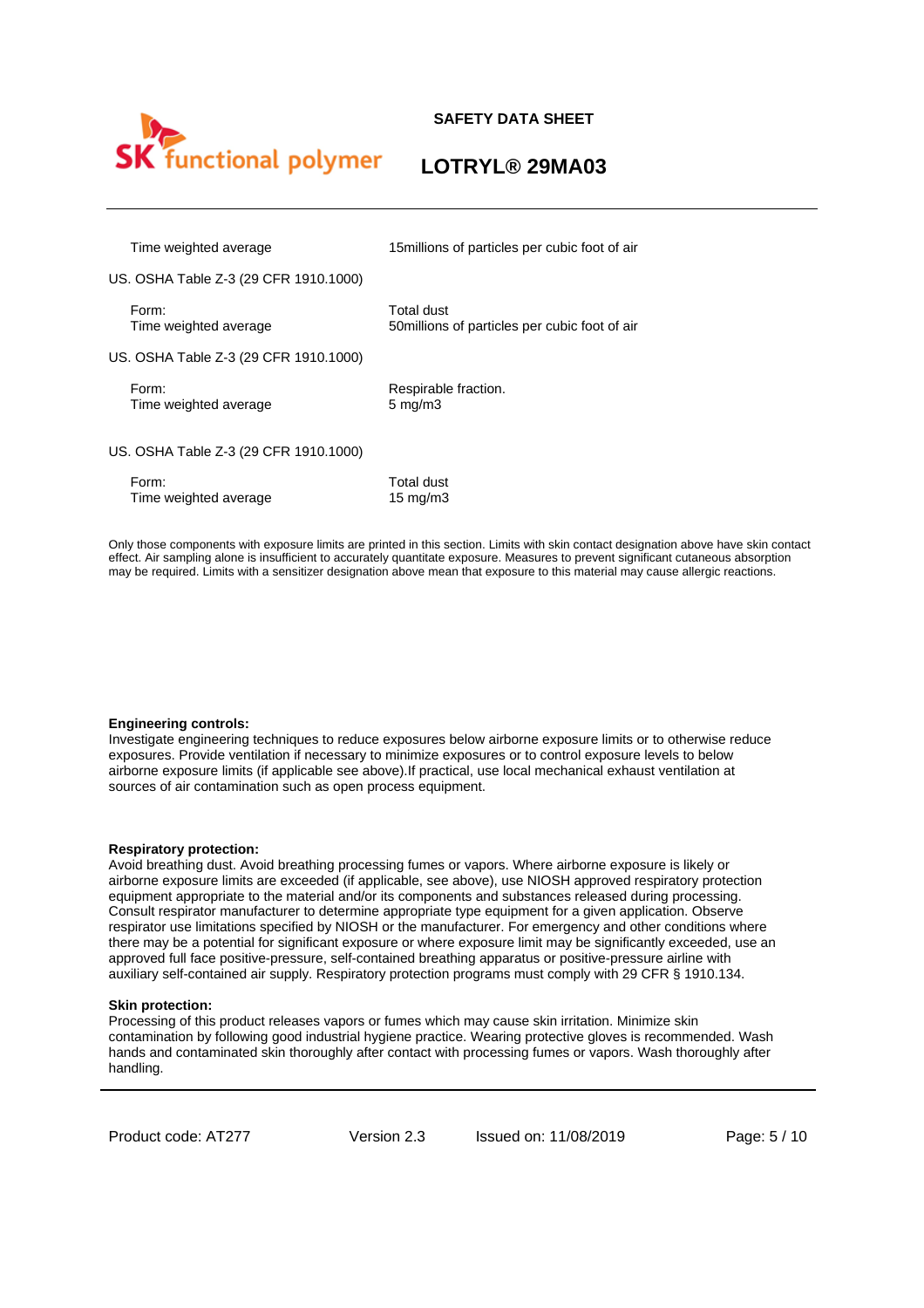| | |
|---|---|
| Time weighted average | 15millions of particles per cubic foot of air |
| US. OSHA Table Z-3 (29 CFR 1910.1000) | |
| Form:<br>Time weighted average | Total dust<br>50millions of particles per cubic foot of air |
| US. OSHA Table Z-3 (29 CFR 1910.1000) | |
| Form:<br>Time weighted average | Respirable fraction.<br>5 mg/m3 |
| US. OSHA Table Z-3 (29 CFR 1910.1000) | |
| Form:<br>Time weighted average | Total dust<br>15 mg/m3 |

Only those components with exposure limits are printed in this section. Limits with skin contact designation above have skin contact effect. Air sampling alone is insufficient to accurately quantitate exposure. Measures to prevent significant cutaneous absorption may be required. Limits with a sensitizer designation above mean that exposure to this material may cause allergic reactions.

**Engineering controls:**
Investigate engineering techniques to reduce exposures below airborne exposure limits or to otherwise reduce exposures. Provide ventilation if necessary to minimize exposures or to control exposure levels to below airborne exposure limits (if applicable see above).If practical, use local mechanical exhaust ventilation at sources of air contamination such as open process equipment.

**Respiratory protection:**
Avoid breathing dust. Avoid breathing processing fumes or vapors. Where airborne exposure is likely or airborne exposure limits are exceeded (if applicable, see above), use NIOSH approved respiratory protection equipment appropriate to the material and/or its components and substances released during processing. Consult respirator manufacturer to determine appropriate type equipment for a given application. Observe respirator use limitations specified by NIOSH or the manufacturer. For emergency and other conditions where there may be a potential for significant exposure or where exposure limit may be significantly exceeded, use an approved full face positive-pressure, self-contained breathing apparatus or positive-pressure airline with auxiliary self-contained air supply. Respiratory protection programs must comply with 29 CFR § 1910.134.

**Skin protection:**
Processing of this product releases vapors or fumes which may cause skin irritation. Minimize skin contamination by following good industrial hygiene practice. Wearing protective gloves is recommended. Wash hands and contaminated skin thoroughly after contact with processing fumes or vapors. Wash thoroughly after handling.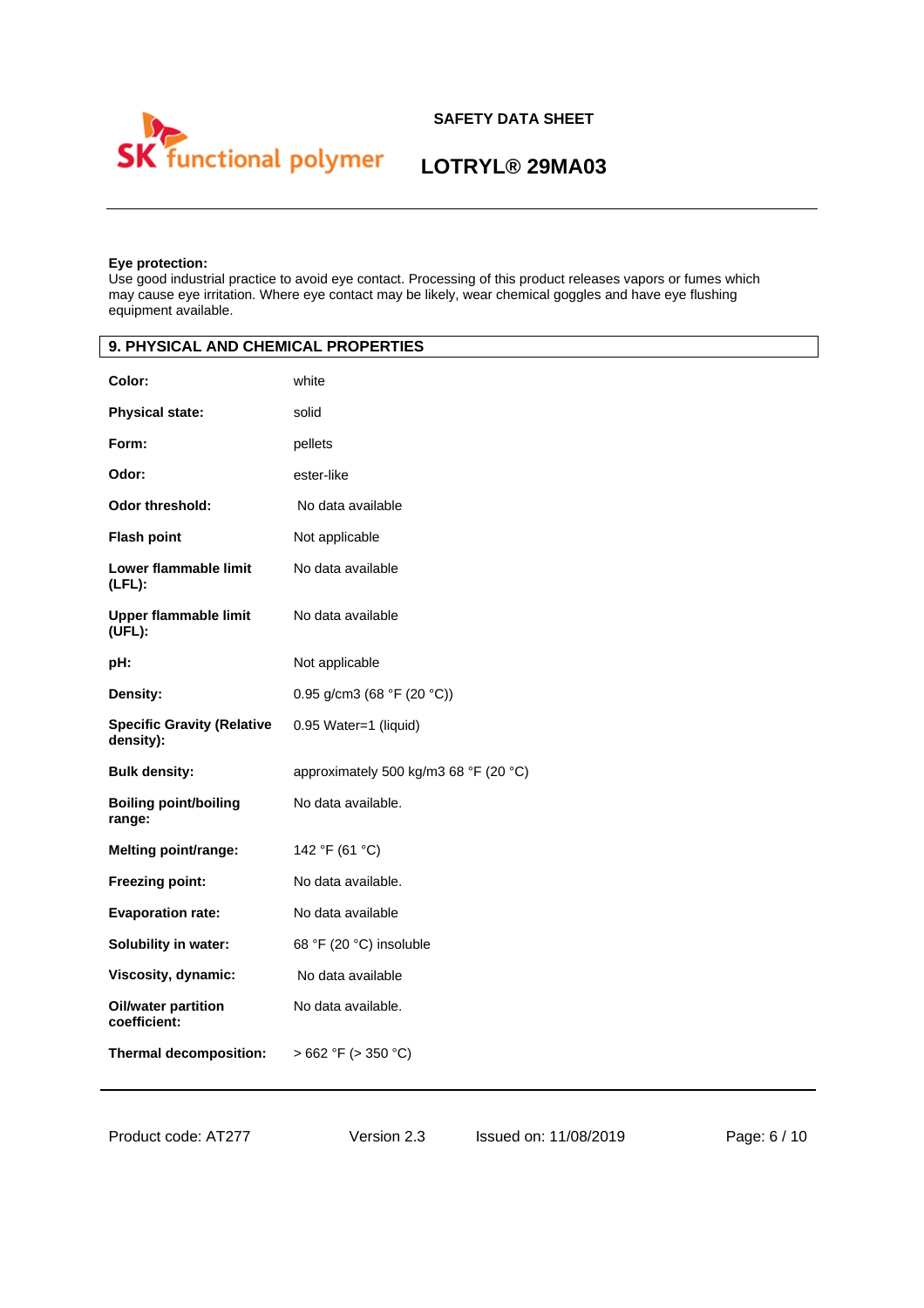**Eye protection:**
Use good industrial practice to avoid eye contact. Processing of this product releases vapors or fumes which may cause eye irritation. Where eye contact may be likely, wear chemical goggles and have eye flushing equipment available.

## 9. PHYSICAL AND CHEMICAL PROPERTIES

| | |
|---|---|
| **Color:** | white |
| **Physical state:** | solid |
| **Form:** | pellets |
| **Odor:** | ester-like |
| **Odor threshold:** | No data available |
| **Flash point** | Not applicable |
| **Lower flammable limit (LFL):** | No data available |
| **Upper flammable limit (UFL):** | No data available |
| **pH:** | Not applicable |
| **Density:** | 0.95 g/cm3 (68 °F (20 °C)) |
| **Specific Gravity (Relative density):** | 0.95 Water=1 (liquid) |
| **Bulk density:** | approximately 500 kg/m3 68 °F (20 °C) |
| **Boiling point/boiling range:** | No data available. |
| **Melting point/range:** | 142 °F (61 °C) |
| **Freezing point:** | No data available. |
| **Evaporation rate:** | No data available |
| **Solubility in water:** | 68 °F (20 °C) insoluble |
| **Viscosity, dynamic:** | No data available |
| **Oil/water partition coefficient:** | No data available. |
| **Thermal decomposition:** | > 662 °F (> 350 °C) |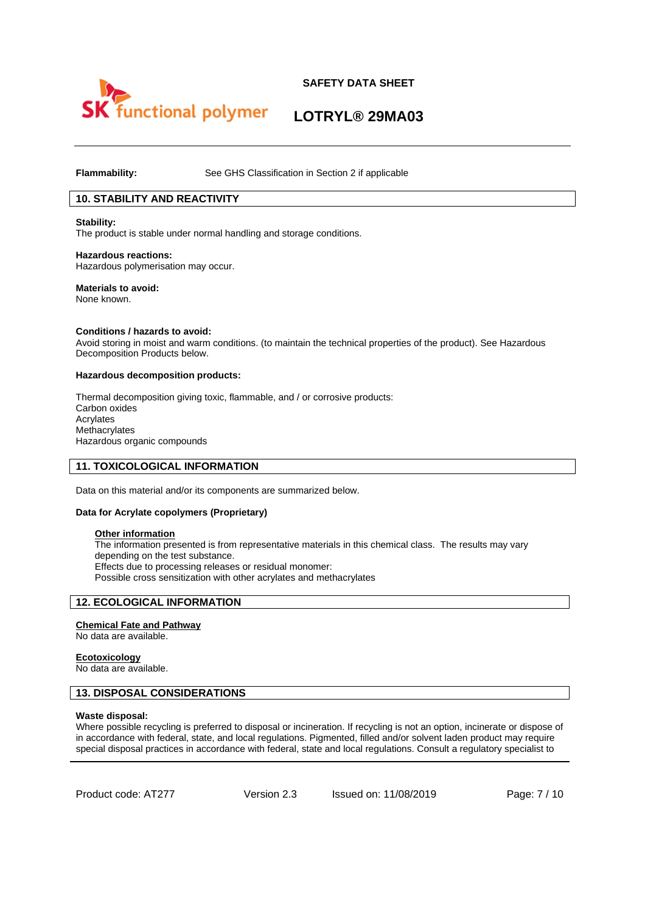**Flammability:** See GHS Classification in Section 2 if applicable

## 10. STABILITY AND REACTIVITY

**Stability:**
The product is stable under normal handling and storage conditions.

**Hazardous reactions:**
Hazardous polymerisation may occur.

**Materials to avoid:**
None known.

**Conditions / hazards to avoid:**
Avoid storing in moist and warm conditions. (to maintain the technical properties of the product). See Hazardous Decomposition Products below.

**Hazardous decomposition products:**

Thermal decomposition giving toxic, flammable, and / or corrosive products:
Carbon oxides
Acrylates
Methacrylates
Hazardous organic compounds

## 11. TOXICOLOGICAL INFORMATION

Data on this material and/or its components are summarized below.

**Data for Acrylate copolymers (Proprietary)**

**Other information**
The information presented is from representative materials in this chemical class. The results may vary depending on the test substance.
Effects due to processing releases or residual monomer:
Possible cross sensitization with other acrylates and methacrylates

## 12. ECOLOGICAL INFORMATION

**Chemical Fate and Pathway**
No data are available.

**Ecotoxicology**
No data are available.

## 13. DISPOSAL CONSIDERATIONS

**Waste disposal:**
Where possible recycling is preferred to disposal or incineration. If recycling is not an option, incinerate or dispose of in accordance with federal, state, and local regulations. Pigmented, filled and/or solvent laden product may require special disposal practices in accordance with federal, state and local regulations. Consult a regulatory specialist to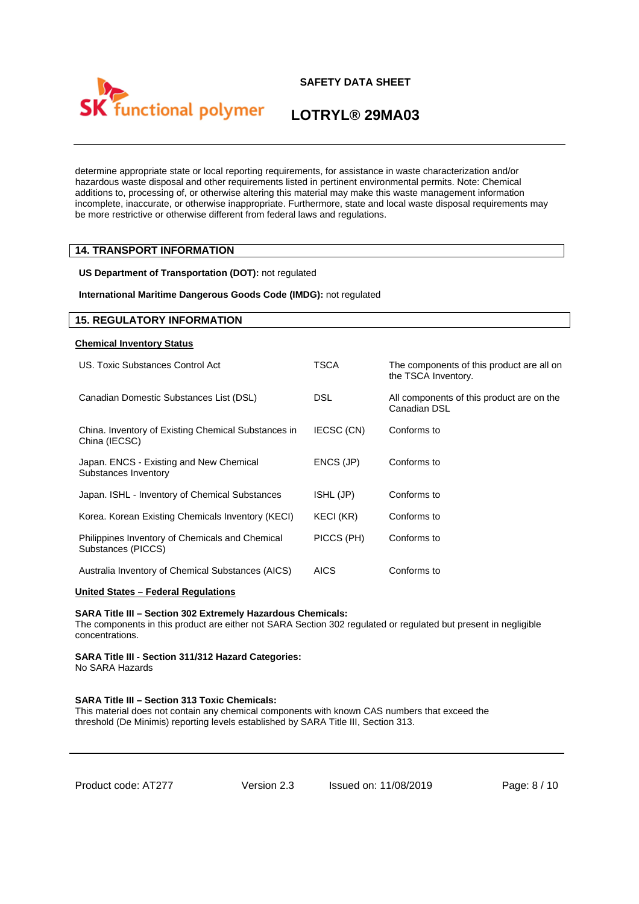determine appropriate state or local reporting requirements, for assistance in waste characterization and/or hazardous waste disposal and other requirements listed in pertinent environmental permits. Note: Chemical additions to, processing of, or otherwise altering this material may make this waste management information incomplete, inaccurate, or otherwise inappropriate. Furthermore, state and local waste disposal requirements may be more restrictive or otherwise different from federal laws and regulations.

## 14. TRANSPORT INFORMATION

**US Department of Transportation (DOT):** not regulated

**International Maritime Dangerous Goods Code (IMDG):** not regulated

## 15. REGULATORY INFORMATION

**Chemical Inventory Status**

| | | |
|---|---|---|
| US. Toxic Substances Control Act | TSCA | The components of this product are all on the TSCA Inventory. |
| Canadian Domestic Substances List (DSL) | DSL | All components of this product are on the Canadian DSL |
| China. Inventory of Existing Chemical Substances in China (IECSC) | IECSC (CN) | Conforms to |
| Japan. ENCS - Existing and New Chemical Substances Inventory | ENCS (JP) | Conforms to |
| Japan. ISHL - Inventory of Chemical Substances | ISHL (JP) | Conforms to |
| Korea. Korean Existing Chemicals Inventory (KECI) | KECI (KR) | Conforms to |
| Philippines Inventory of Chemicals and Chemical Substances (PICCS) | PICCS (PH) | Conforms to |
| Australia Inventory of Chemical Substances (AICS) | AICS | Conforms to |

**United States – Federal Regulations**

**SARA Title III – Section 302 Extremely Hazardous Chemicals:**
The components in this product are either not SARA Section 302 regulated or regulated but present in negligible concentrations.

**SARA Title III - Section 311/312 Hazard Categories:**
No SARA Hazards

**SARA Title III – Section 313 Toxic Chemicals:**
This material does not contain any chemical components with known CAS numbers that exceed the threshold (De Minimis) reporting levels established by SARA Title III, Section 313.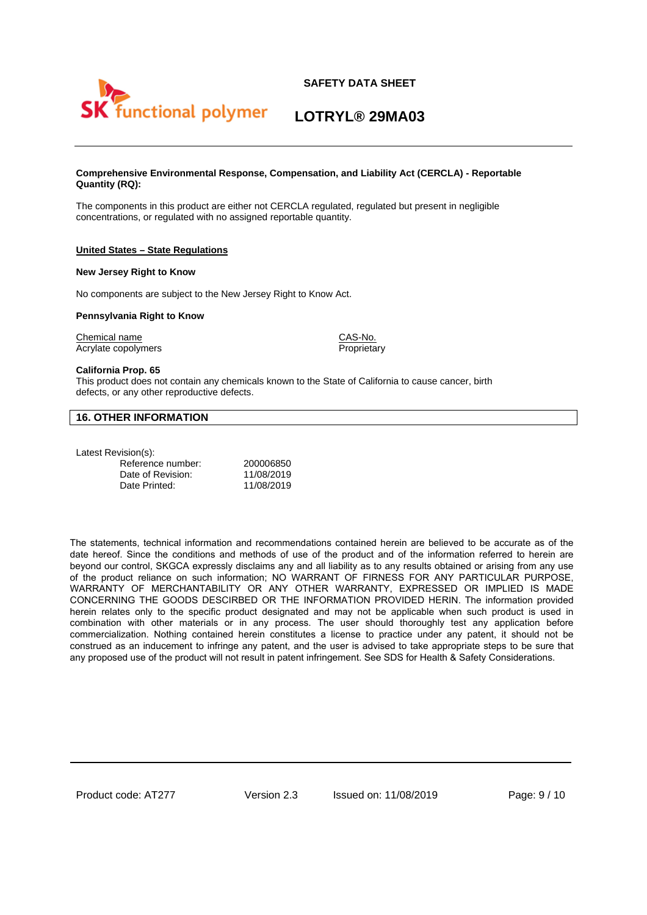**Comprehensive Environmental Response, Compensation, and Liability Act (CERCLA) - Reportable Quantity (RQ):**

The components in this product are either not CERCLA regulated, regulated but present in negligible concentrations, or regulated with no assigned reportable quantity.

**United States – State Regulations**

**New Jersey Right to Know**

No components are subject to the New Jersey Right to Know Act.

**Pennsylvania Right to Know**

| Chemical name | CAS-No. |
|---|---|
| Acrylate copolymers | Proprietary |

**California Prop. 65**

This product does not contain any chemicals known to the State of California to cause cancer, birth defects, or any other reproductive defects.

## 16. OTHER INFORMATION

Latest Revision(s):

| | |
|---|---|
| Reference number: | 200006850 |
| Date of Revision: | 11/08/2019 |
| Date Printed: | 11/08/2019 |

The statements, technical information and recommendations contained herein are believed to be accurate as of the date hereof. Since the conditions and methods of use of the product and of the information referred to herein are beyond our control, SKGCA expressly disclaims any and all liability as to any results obtained or arising from any use of the product reliance on such information; NO WARRANT OF FIRNESS FOR ANY PARTICULAR PURPOSE, WARRANTY OF MERCHANTABILITY OR ANY OTHER WARRANTY, EXPRESSED OR IMPLIED IS MADE CONCERNING THE GOODS DESCRIBED OR THE INFORMATION PROVIDED HERIN. The information provided herein relates only to the specific product designated and may not be applicable when such product is used in combination with other materials or in any process. The user should thoroughly test any application before commercialization. Nothing contained herein constitutes a license to practice under any patent, it should not be construed as an inducement to infringe any patent, and the user is advised to take appropriate steps to be sure that any proposed use of the product will not result in patent infringement. See SDS for Health & Safety Considerations.